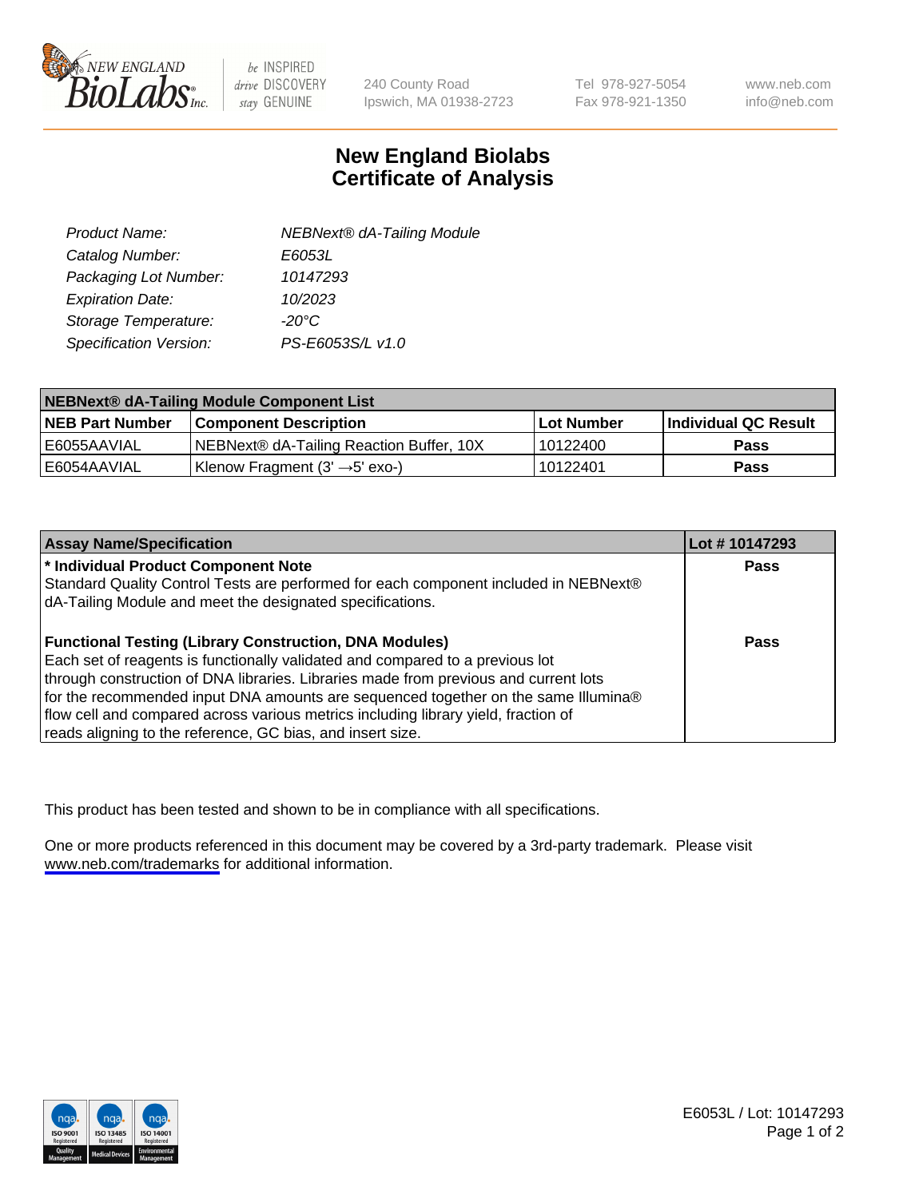# New England Biolabs Certificate of Analysis

| | |
|---|---|
| *Product Name:* | *NEBNext® dA-Tailing Module* |
| *Catalog Number:* | *E6053L* |
| *Packaging Lot Number:* | *10147293* |
| *Expiration Date:* | *10/2023* |
| *Storage Temperature:* | *-20°C* |
| *Specification Version:* | *PS-E6053S/L v1.0* |

| **NEBNext® dA-Tailing Module Component List** | | | |
|---|---|---|---|
| **NEB Part Number** | **Component Description** | **Lot Number** | **Individual QC Result** |
| E6055AAVIAL | NEBNext® dA-Tailing Reaction Buffer, 10X | 10122400 | **Pass** |
| E6054AAVIAL | Klenow Fragment (3' →5' exo-) | 10122401 | **Pass** |

| **Assay Name/Specification** | **Lot # 10147293** |
|---|---|
| **\* Individual Product Component Note**<br>Standard Quality Control Tests are performed for each component included in NEBNext® dA-Tailing Module and meet the designated specifications. | **Pass** |
| **Functional Testing (Library Construction, DNA Modules)**<br>Each set of reagents is functionally validated and compared to a previous lot through construction of DNA libraries. Libraries made from previous and current lots for the recommended input DNA amounts are sequenced together on the same Illumina® flow cell and compared across various metrics including library yield, fraction of reads aligning to the reference, GC bias, and insert size. | **Pass** |

This product has been tested and shown to be in compliance with all specifications.

One or more products referenced in this document may be covered by a 3rd-party trademark. Please visit www.neb.com/trademarks for additional information.

E6053L / Lot: 10147293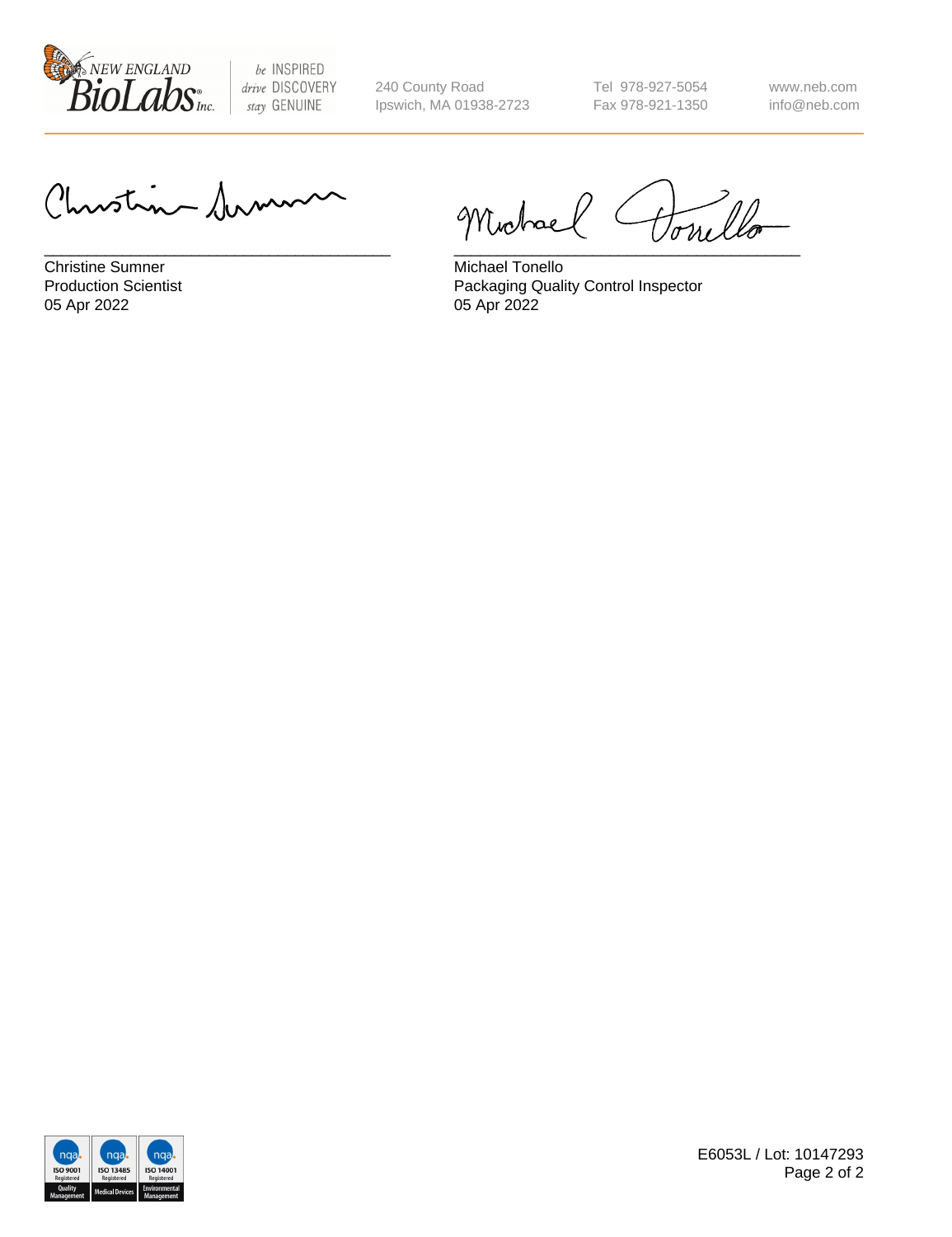New England BioLabs Inc. — be INSPIRED drive DISCOVERY stay GENUINE

240 County Road
Ipswich, MA 01938-2723

Tel 978-927-5054
Fax 978-921-1350

www.neb.com
info@neb.com

Christine Sumner
Production Scientist
05 Apr 2022

Michael Tonello
Packaging Quality Control Inspector
05 Apr 2022

E6053L / Lot: 10147293